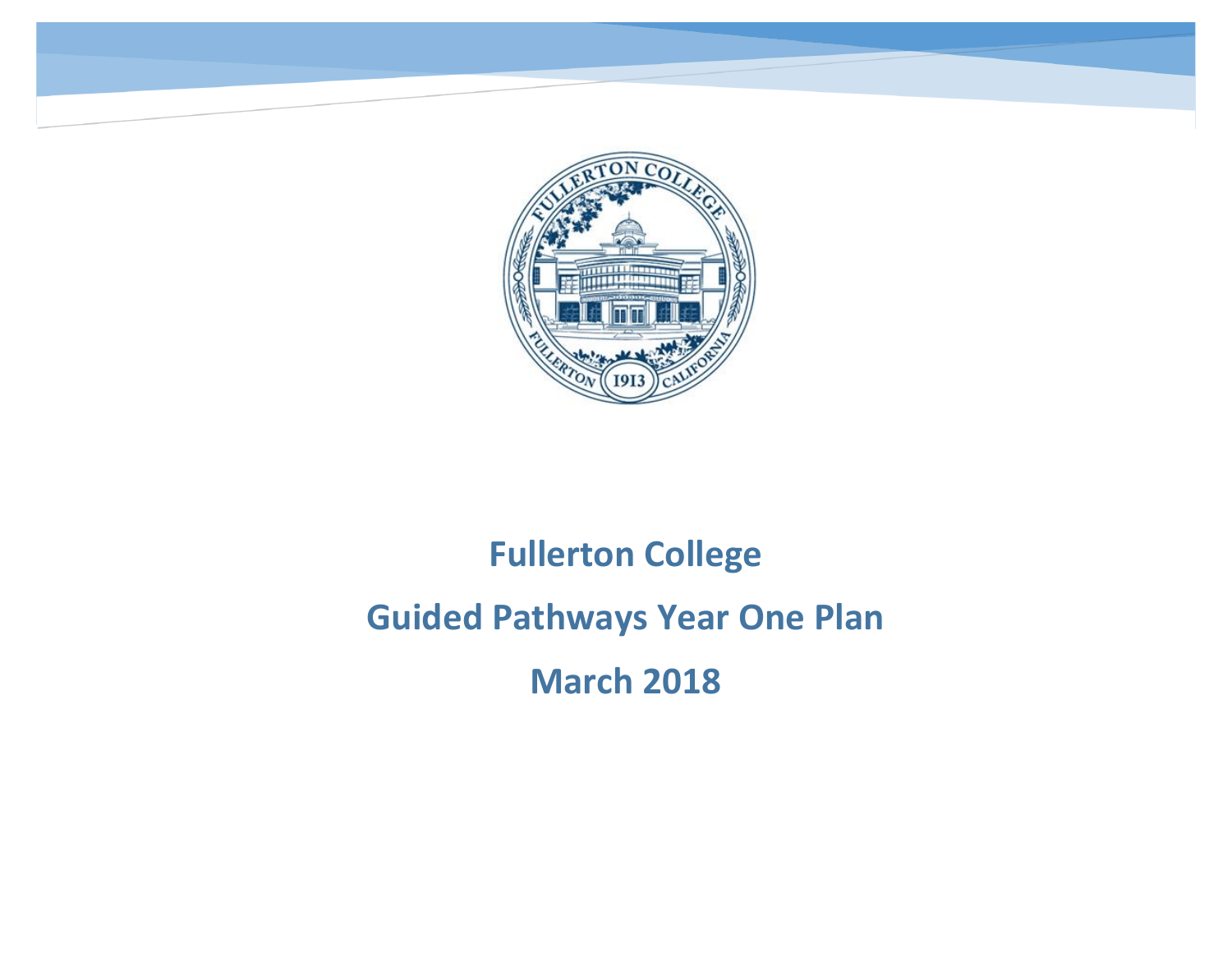# Fullerton College

# Guided Pathways Year One Plan

# March 2018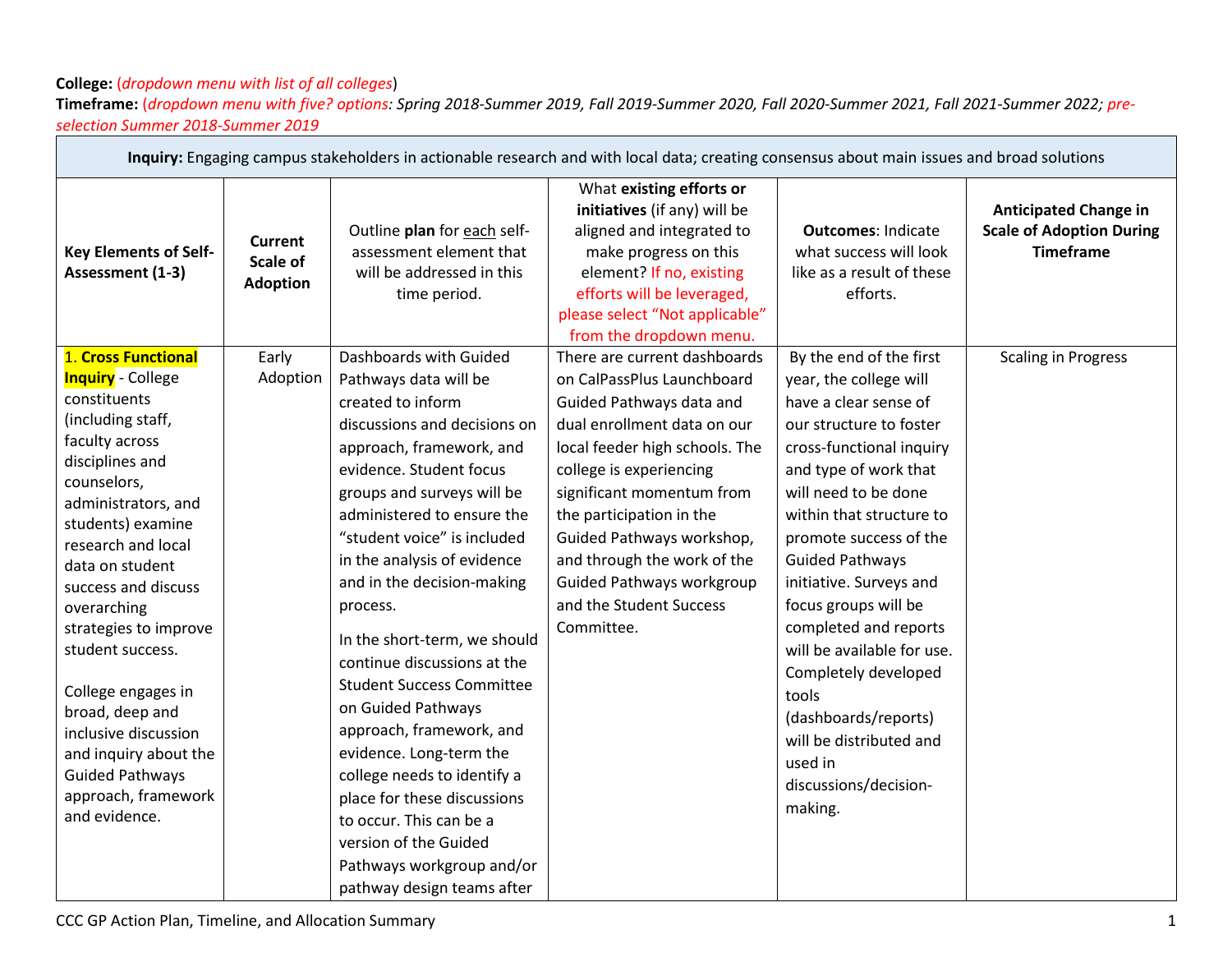**College:** (*dropdown menu with list of all colleges*)

**Timeframe:** (*dropdown menu with five? options*: *Spring 2018-Summer 2019, Fall 2019-Summer 2020, Fall 2020-Summer 2021, Fall 2021-Summer 2022; pre-selection Summer 2018-Summer 2019*

| **Inquiry:** Engaging campus stakeholders in actionable research and with local data; creating consensus about main issues and broad solutions | | | | | |
|---|---|---|---|---|---|
| **Key Elements of Self-Assessment (1-3)** | **Current Scale of Adoption** | Outline **plan** for each self-assessment element that will be addressed in this time period. | What **existing efforts or initiatives** (if any) will be aligned and integrated to make progress on this element? If no, existing efforts will be leveraged, please select "Not applicable" from the dropdown menu. | **Outcomes**: Indicate what success will look like as a result of these efforts. | **Anticipated Change in Scale of Adoption During Timeframe** |
| 1. **Cross Functional Inquiry** - College constituents (including staff, faculty across disciplines and counselors, administrators, and students) examine research and local data on student success and discuss overarching strategies to improve student success.<br><br>College engages in broad, deep and inclusive discussion and inquiry about the Guided Pathways approach, framework and evidence. | Early Adoption | Dashboards with Guided Pathways data will be created to inform discussions and decisions on approach, framework, and evidence. Student focus groups and surveys will be administered to ensure the "student voice" is included in the analysis of evidence and in the decision-making process.<br><br>In the short-term, we should continue discussions at the Student Success Committee on Guided Pathways approach, framework, and evidence. Long-term the college needs to identify a place for these discussions to occur. This can be a version of the Guided Pathways workgroup and/or pathway design teams after | There are current dashboards on CalPassPlus Launchboard Guided Pathways data and dual enrollment data on our local feeder high schools. The college is experiencing significant momentum from the participation in the Guided Pathways workshop, and through the work of the Guided Pathways workgroup and the Student Success Committee. | By the end of the first year, the college will have a clear sense of our structure to foster cross-functional inquiry and type of work that will need to be done within that structure to promote success of the Guided Pathways initiative. Surveys and focus groups will be completed and reports will be available for use. Completely developed tools (dashboards/reports) will be distributed and used in discussions/decision-making. | Scaling in Progress |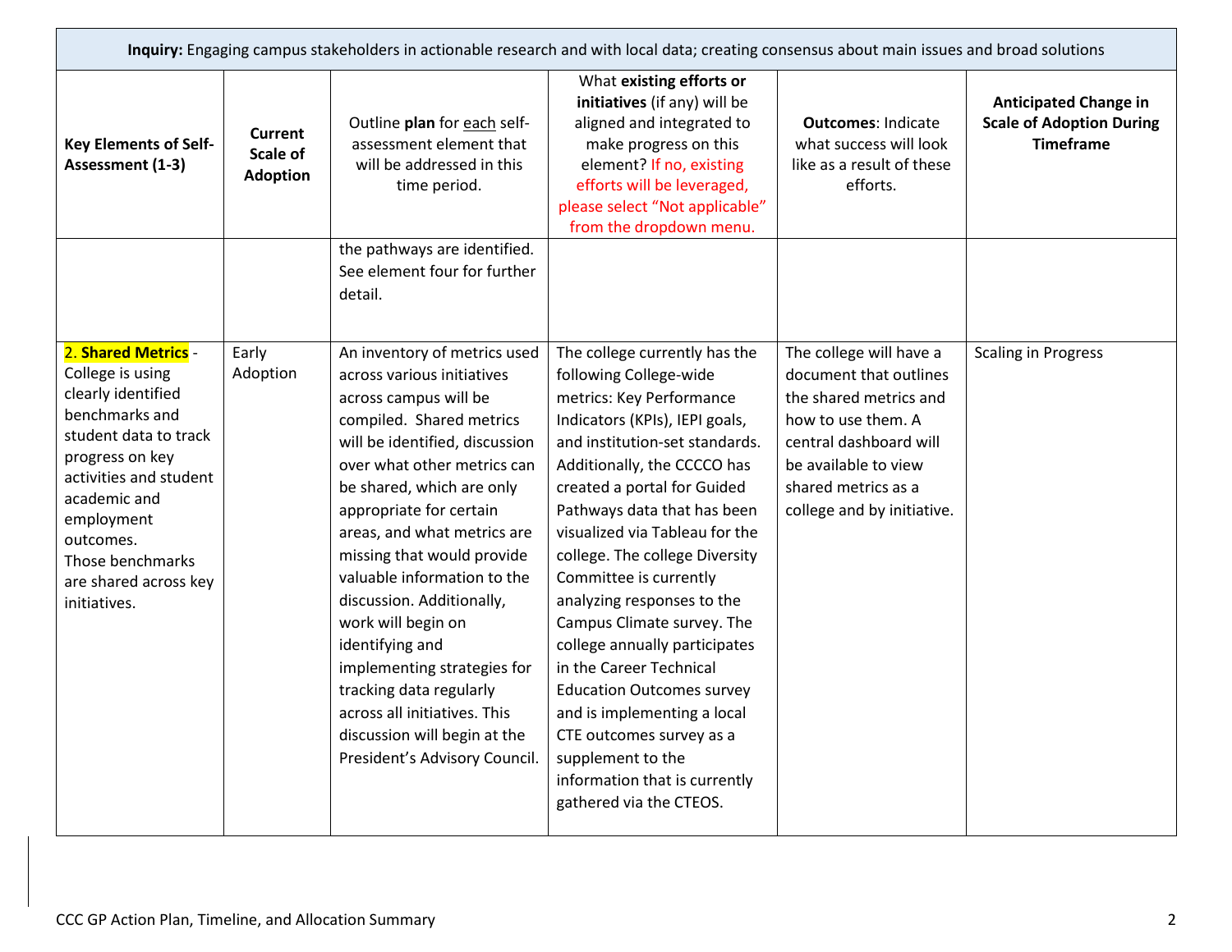| **Inquiry:** Engaging campus stakeholders in actionable research and with local data; creating consensus about main issues and broad solutions | | | | | |
|---|---|---|---|---|---|
| **Key Elements of Self-Assessment (1-3)** | **Current Scale of Adoption** | Outline **plan** for each self-assessment element that will be addressed in this time period. | What **existing efforts or initiatives** (if any) will be aligned and integrated to make progress on this element? If no, existing efforts will be leveraged, please select "Not applicable" from the dropdown menu. | **Outcomes**: Indicate what success will look like as a result of these efforts. | **Anticipated Change in Scale of Adoption During Timeframe** |
| | | the pathways are identified. See element four for further detail. | | | |
| 2. **Shared Metrics** - College is using clearly identified benchmarks and student data to track progress on key activities and student academic and employment outcomes. Those benchmarks are shared across key initiatives. | Early Adoption | An inventory of metrics used across various initiatives across campus will be compiled. Shared metrics will be identified, discussion over what other metrics can be shared, which are only appropriate for certain areas, and what metrics are missing that would provide valuable information to the discussion. Additionally, work will begin on identifying and implementing strategies for tracking data regularly across all initiatives. This discussion will begin at the President's Advisory Council. | The college currently has the following College-wide metrics: Key Performance Indicators (KPIs), IEPI goals, and institution-set standards. Additionally, the CCCCO has created a portal for Guided Pathways data that has been visualized via Tableau for the college. The college Diversity Committee is currently analyzing responses to the Campus Climate survey. The college annually participates in the Career Technical Education Outcomes survey and is implementing a local CTE outcomes survey as a supplement to the information that is currently gathered via the CTEOS. | The college will have a document that outlines the shared metrics and how to use them. A central dashboard will be available to view shared metrics as a college and by initiative. | Scaling in Progress |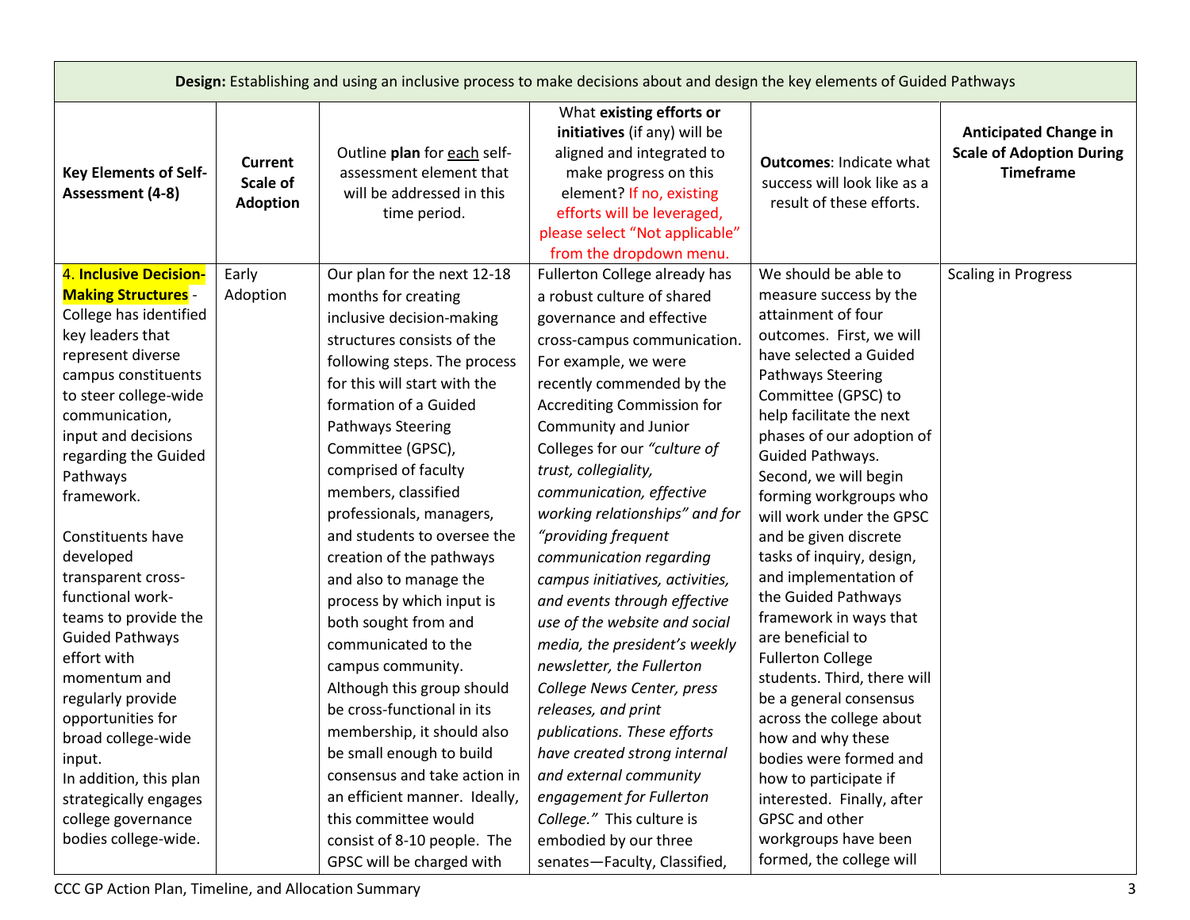| **Design:** Establishing and using an inclusive process to make decisions about and design the key elements of Guided Pathways | | | | | |
|---|---|---|---|---|---|
| **Key Elements of Self-Assessment (4-8)** | **Current Scale of Adoption** | Outline **plan** for each self-assessment element that will be addressed in this time period. | What **existing efforts or initiatives** (if any) will be aligned and integrated to make progress on this element? If no, existing efforts will be leveraged, please select "Not applicable" from the dropdown menu. | **Outcomes**: Indicate what success will look like as a result of these efforts. | **Anticipated Change in Scale of Adoption During Timeframe** |
| 4. **Inclusive Decision-Making Structures** - College has identified key leaders that represent diverse campus constituents to steer college-wide communication, input and decisions regarding the Guided Pathways framework.<br><br>Constituents have developed transparent cross-functional work-teams to provide the Guided Pathways effort with momentum and regularly provide opportunities for broad college-wide input.<br>In addition, this plan strategically engages college governance bodies college-wide. | Early Adoption | Our plan for the next 12-18 months for creating inclusive decision-making structures consists of the following steps. The process for this will start with the formation of a Guided Pathways Steering Committee (GPSC), comprised of faculty members, classified professionals, managers, and students to oversee the creation of the pathways and also to manage the process by which input is both sought from and communicated to the campus community. Although this group should be cross-functional in its membership, it should also be small enough to build consensus and take action in an efficient manner. Ideally, this committee would consist of 8-10 people. The GPSC will be charged with | Fullerton College already has a robust culture of shared governance and effective cross-campus communication. For example, we were recently commended by the Accrediting Commission for Community and Junior Colleges for our *"culture of trust, collegiality, communication, effective working relationships"* and for *"providing frequent communication regarding campus initiatives, activities, and events through effective use of the website and social media, the president's weekly newsletter, the Fullerton College News Center, press releases, and print publications. These efforts have created strong internal and external community engagement for Fullerton College."* This culture is embodied by our three senates—Faculty, Classified, | We should be able to measure success by the attainment of four outcomes. First, we will have selected a Guided Pathways Steering Committee (GPSC) to help facilitate the next phases of our adoption of Guided Pathways. Second, we will begin forming workgroups who will work under the GPSC and be given discrete tasks of inquiry, design, and implementation of the Guided Pathways framework in ways that are beneficial to Fullerton College students. Third, there will be a general consensus across the college about how and why these bodies were formed and how to participate if interested. Finally, after GPSC and other workgroups have been formed, the college will | Scaling in Progress |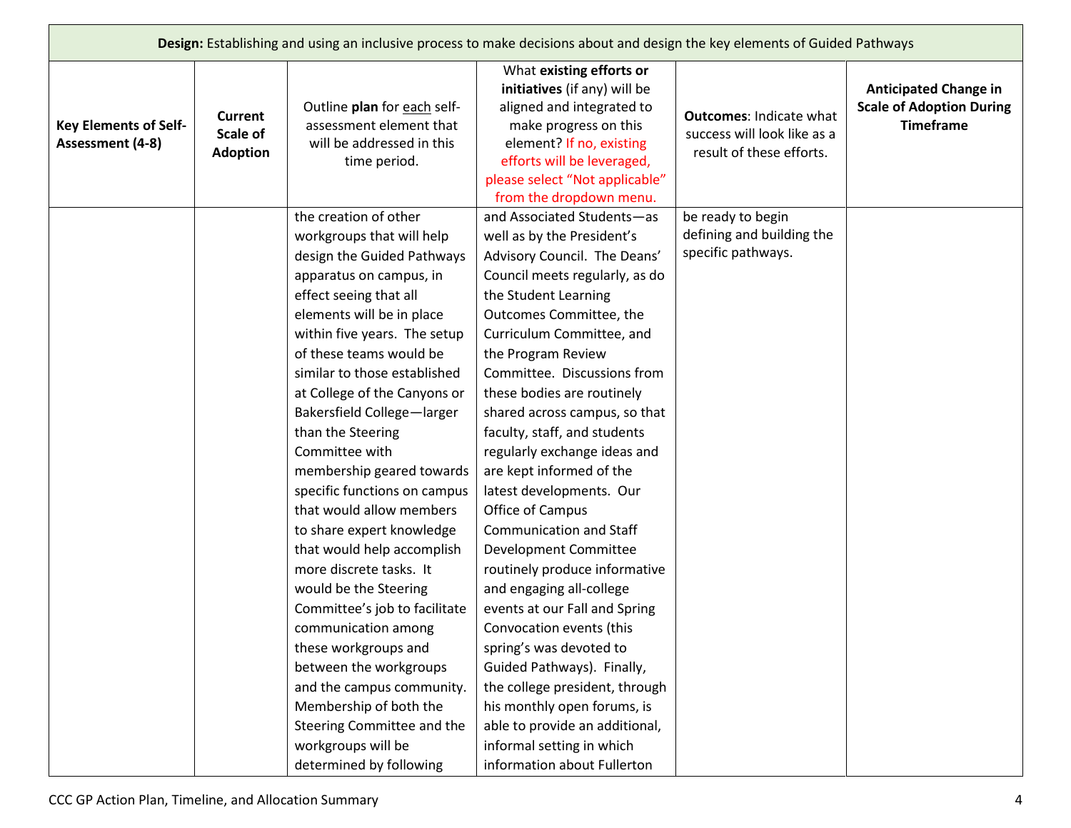| **Design:** Establishing and using an inclusive process to make decisions about and design the key elements of Guided Pathways | | | | | |
|---|---|---|---|---|---|
| **Key Elements of Self-Assessment (4-8)** | **Current Scale of Adoption** | Outline **plan** for each self-assessment element that will be addressed in this time period. | What **existing efforts or initiatives** (if any) will be aligned and integrated to make progress on this element? If no, existing efforts will be leveraged, please select "Not applicable" from the dropdown menu. | **Outcomes**: Indicate what success will look like as a result of these efforts. | **Anticipated Change in Scale of Adoption During Timeframe** |
| | | the creation of other workgroups that will help design the Guided Pathways apparatus on campus, in effect seeing that all elements will be in place within five years. The setup of these teams would be similar to those established at College of the Canyons or Bakersfield College—larger than the Steering Committee with membership geared towards specific functions on campus that would allow members to share expert knowledge that would help accomplish more discrete tasks. It would be the Steering Committee's job to facilitate communication among these workgroups and between the workgroups and the campus community. Membership of both the Steering Committee and the workgroups will be determined by following | and Associated Students—as well as by the President's Advisory Council. The Deans' Council meets regularly, as do the Student Learning Outcomes Committee, the Curriculum Committee, and the Program Review Committee. Discussions from these bodies are routinely shared across campus, so that faculty, staff, and students regularly exchange ideas and are kept informed of the latest developments. Our Office of Campus Communication and Staff Development Committee routinely produce informative and engaging all-college events at our Fall and Spring Convocation events (this spring's was devoted to Guided Pathways). Finally, the college president, through his monthly open forums, is able to provide an additional, informal setting in which information about Fullerton | be ready to begin defining and building the specific pathways. | |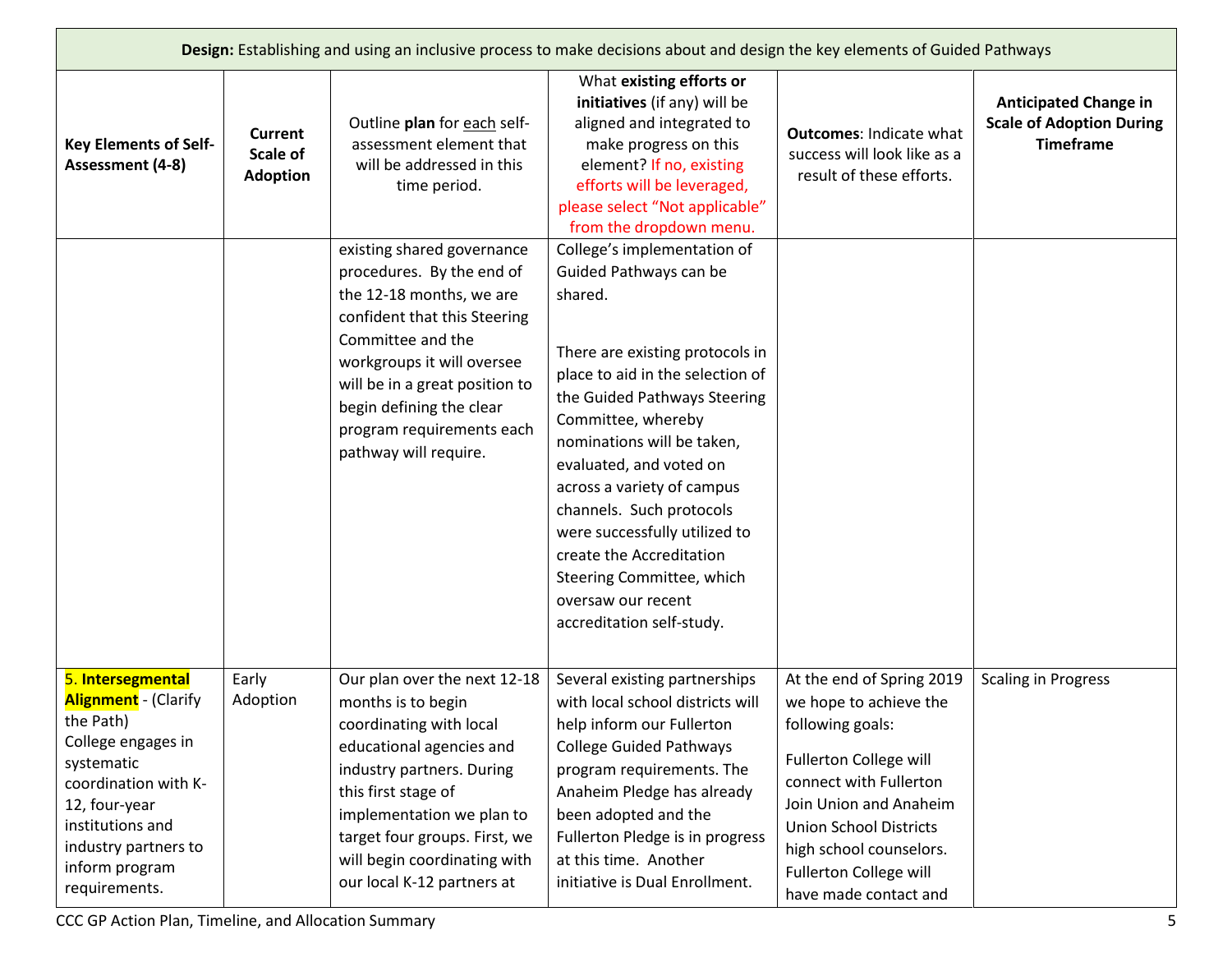| **Design:** Establishing and using an inclusive process to make decisions about and design the key elements of Guided Pathways | | | | | |
|---|---|---|---|---|---|
| **Key Elements of Self-Assessment (4-8)** | **Current Scale of Adoption** | Outline **plan** for each self-assessment element that will be addressed in this time period. | What **existing efforts or initiatives** (if any) will be aligned and integrated to make progress on this element? If no, existing efforts will be leveraged, please select "Not applicable" from the dropdown menu. | **Outcomes**: Indicate what success will look like as a result of these efforts. | **Anticipated Change in Scale of Adoption During Timeframe** |
| | | existing shared governance procedures. By the end of the 12-18 months, we are confident that this Steering Committee and the workgroups it will oversee will be in a great position to begin defining the clear program requirements each pathway will require. | College's implementation of Guided Pathways can be shared.<br><br>There are existing protocols in place to aid in the selection of the Guided Pathways Steering Committee, whereby nominations will be taken, evaluated, and voted on across a variety of campus channels. Such protocols were successfully utilized to create the Accreditation Steering Committee, which oversaw our recent accreditation self-study. | | |
| 5. **Intersegmental Alignment** - (Clarify the Path) College engages in systematic coordination with K-12, four-year institutions and industry partners to inform program requirements. | Early Adoption | Our plan over the next 12-18 months is to begin coordinating with local educational agencies and industry partners. During this first stage of implementation we plan to target four groups. First, we will begin coordinating with our local K-12 partners at | Several existing partnerships with local school districts will help inform our Fullerton College Guided Pathways program requirements. The Anaheim Pledge has already been adopted and the Fullerton Pledge is in progress at this time. Another initiative is Dual Enrollment. | At the end of Spring 2019 we hope to achieve the following goals:<br><br>Fullerton College will connect with Fullerton Join Union and Anaheim Union School Districts high school counselors. Fullerton College will have made contact and | Scaling in Progress |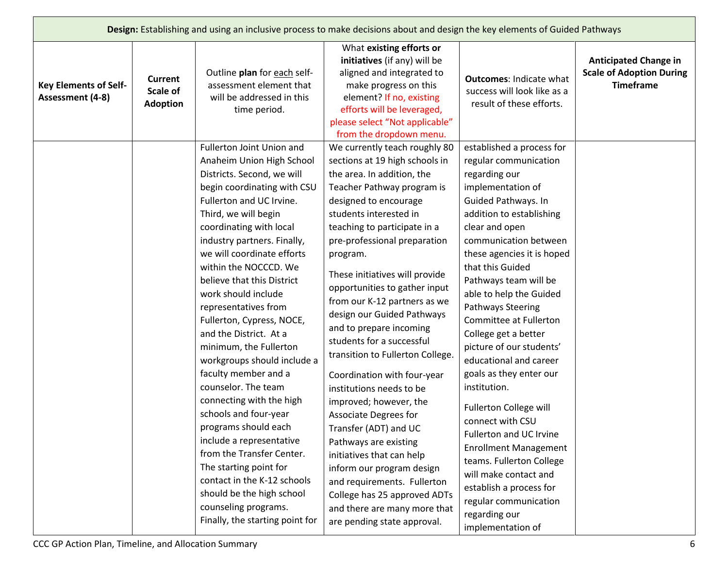| **Design:** Establishing and using an inclusive process to make decisions about and design the key elements of Guided Pathways | | | | | |
|---|---|---|---|---|---|
| **Key Elements of Self-Assessment (4-8)** | **Current Scale of Adoption** | Outline **plan** for each self-assessment element that will be addressed in this time period. | What **existing efforts or initiatives** (if any) will be aligned and integrated to make progress on this element? If no, existing efforts will be leveraged, please select "Not applicable" from the dropdown menu. | **Outcomes**: Indicate what success will look like as a result of these efforts. | **Anticipated Change in Scale of Adoption During Timeframe** |
| | | Fullerton Joint Union and Anaheim Union High School Districts. Second, we will begin coordinating with CSU Fullerton and UC Irvine. Third, we will begin coordinating with local industry partners. Finally, we will coordinate efforts within the NOCCCD. We believe that this District work should include representatives from Fullerton, Cypress, NOCE, and the District. At a minimum, the Fullerton workgroups should include a faculty member and a counselor. The team connecting with the high schools and four-year programs should each include a representative from the Transfer Center. The starting point for contact in the K-12 schools should be the high school counseling programs. Finally, the starting point for | We currently teach roughly 80 sections at 19 high schools in the area. In addition, the Teacher Pathway program is designed to encourage students interested in teaching to participate in a pre-professional preparation program.<br><br>These initiatives will provide opportunities to gather input from our K-12 partners as we design our Guided Pathways and to prepare incoming students for a successful transition to Fullerton College.<br><br>Coordination with four-year institutions needs to be improved; however, the Associate Degrees for Transfer (ADT) and UC Pathways are existing initiatives that can help inform our program design and requirements. Fullerton College has 25 approved ADTs and there are many more that are pending state approval. | established a process for regular communication regarding our implementation of Guided Pathways. In addition to establishing clear and open communication between these agencies it is hoped that this Guided Pathways team will be able to help the Guided Pathways Steering Committee at Fullerton College get a better picture of our students' educational and career goals as they enter our institution.<br><br>Fullerton College will connect with CSU Fullerton and UC Irvine Enrollment Management teams. Fullerton College will make contact and establish a process for regular communication regarding our implementation of | |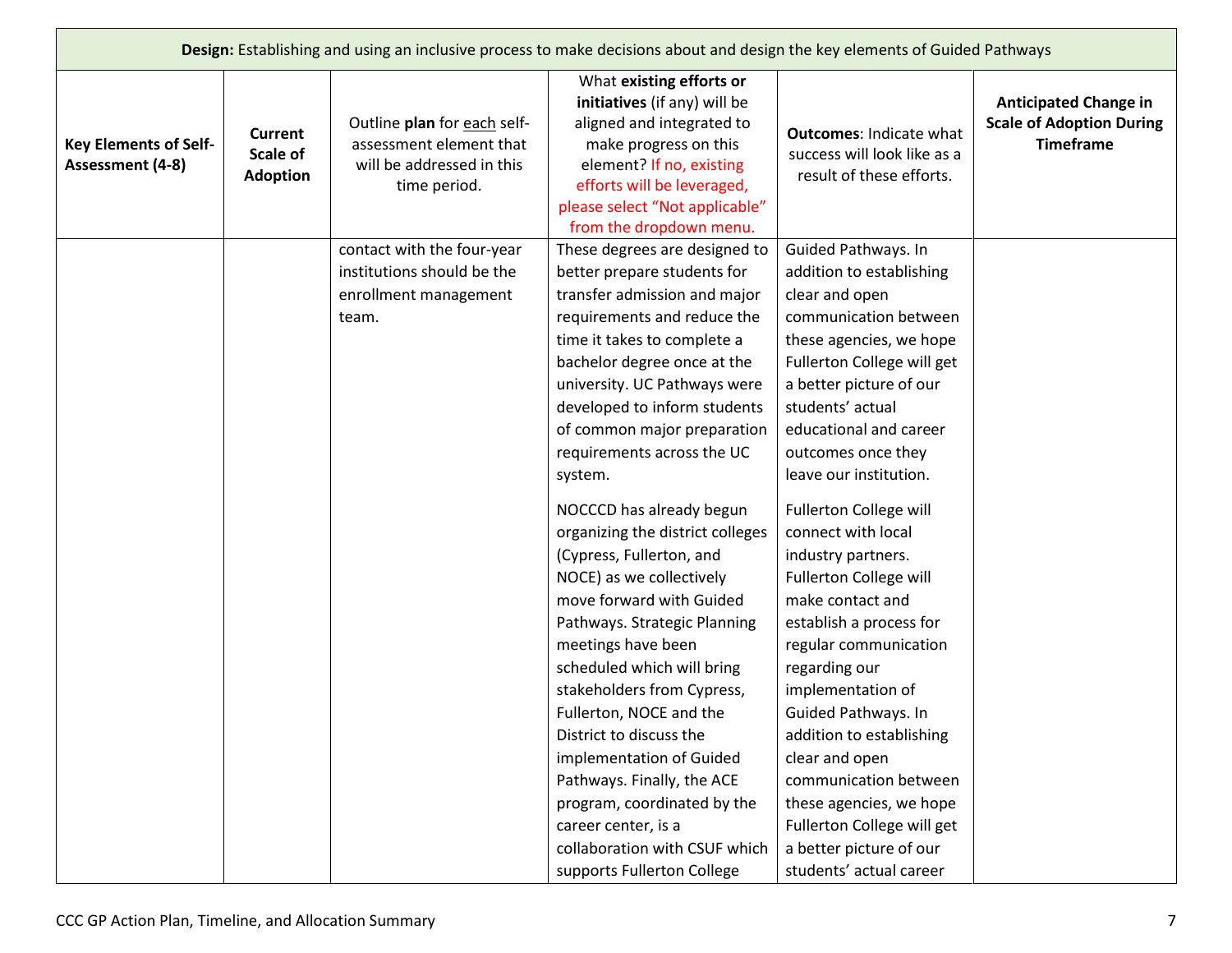| Design: Establishing and using an inclusive process to make decisions about and design the key elements of Guided Pathways | | | | | |
|---|---|---|---|---|---|
| **Key Elements of Self-Assessment (4-8)** | **Current Scale of Adoption** | Outline **plan** for each self-assessment element that will be addressed in this time period. | What **existing efforts or initiatives** (if any) will be aligned and integrated to make progress on this element? If no, existing efforts will be leveraged, please select "Not applicable" from the dropdown menu. | **Outcomes**: Indicate what success will look like as a result of these efforts. | **Anticipated Change in Scale of Adoption During Timeframe** |
| | | contact with the four-year institutions should be the enrollment management team. | These degrees are designed to better prepare students for transfer admission and major requirements and reduce the time it takes to complete a bachelor degree once at the university. UC Pathways were developed to inform students of common major preparation requirements across the UC system.<br><br>NOCCCD has already begun organizing the district colleges (Cypress, Fullerton, and NOCE) as we collectively move forward with Guided Pathways. Strategic Planning meetings have been scheduled which will bring stakeholders from Cypress, Fullerton, NOCE and the District to discuss the implementation of Guided Pathways. Finally, the ACE program, coordinated by the career center, is a collaboration with CSUF which supports Fullerton College | Guided Pathways. In addition to establishing clear and open communication between these agencies, we hope Fullerton College will get a better picture of our students' actual educational and career outcomes once they leave our institution.<br><br>Fullerton College will connect with local industry partners. Fullerton College will make contact and establish a process for regular communication regarding our implementation of Guided Pathways. In addition to establishing clear and open communication between these agencies, we hope Fullerton College will get a better picture of our students' actual career | |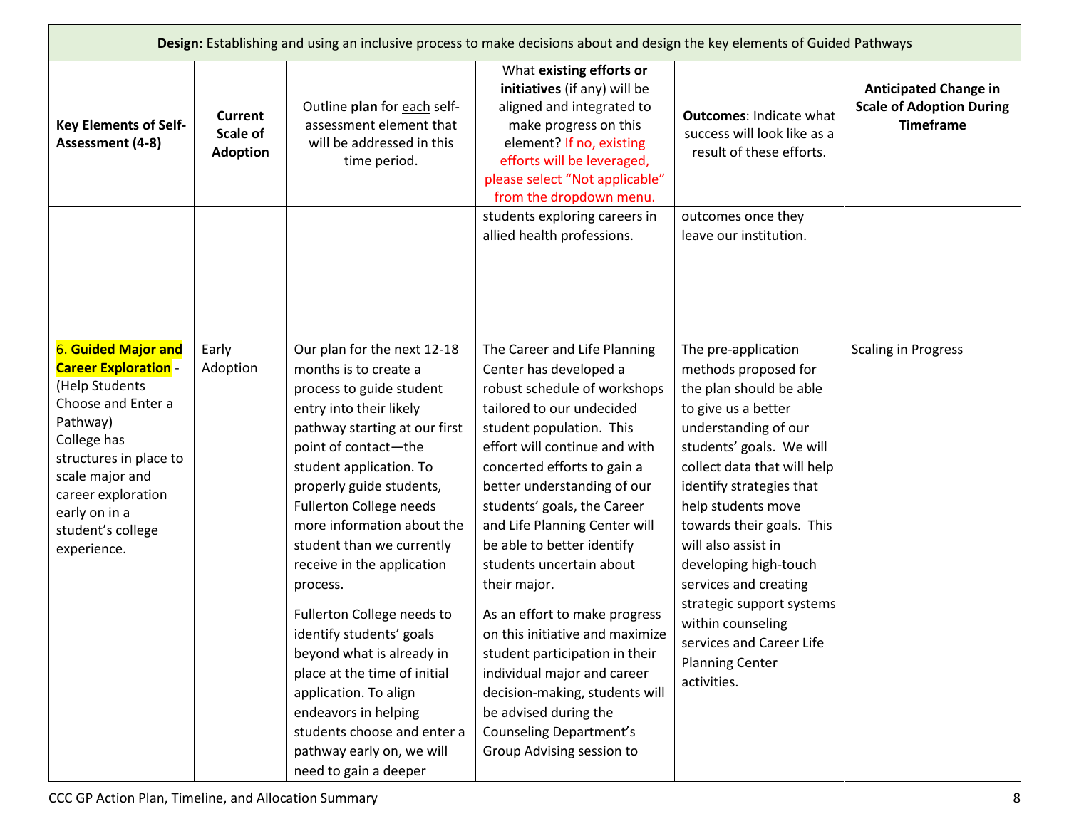| **Design:** Establishing and using an inclusive process to make decisions about and design the key elements of Guided Pathways | | | | | |
|---|---|---|---|---|---|
| **Key Elements of Self-Assessment (4-8)** | **Current Scale of Adoption** | Outline **plan** for each self-assessment element that will be addressed in this time period. | What **existing efforts or initiatives** (if any) will be aligned and integrated to make progress on this element? If no, existing efforts will be leveraged, please select "Not applicable" from the dropdown menu. | **Outcomes**: Indicate what success will look like as a result of these efforts. | **Anticipated Change in Scale of Adoption During Timeframe** |
| | | | students exploring careers in allied health professions. | outcomes once they leave our institution. | |
| 6. **Guided Major and Career Exploration** - (Help Students Choose and Enter a Pathway) College has structures in place to scale major and career exploration early on in a student's college experience. | Early Adoption | Our plan for the next 12-18 months is to create a process to guide student entry into their likely pathway starting at our first point of contact—the student application. To properly guide students, Fullerton College needs more information about the student than we currently receive in the application process.<br><br>Fullerton College needs to identify students' goals beyond what is already in place at the time of initial application. To align endeavors in helping students choose and enter a pathway early on, we will need to gain a deeper | The Career and Life Planning Center has developed a robust schedule of workshops tailored to our undecided student population. This effort will continue and with concerted efforts to gain a better understanding of our students' goals, the Career and Life Planning Center will be able to better identify students uncertain about their major.<br><br>As an effort to make progress on this initiative and maximize student participation in their individual major and career decision-making, students will be advised during the Counseling Department's Group Advising session to | The pre-application methods proposed for the plan should be able to give us a better understanding of our students' goals. We will collect data that will help identify strategies that help students move towards their goals. This will also assist in developing high-touch services and creating strategic support systems within counseling services and Career Life Planning Center activities. | Scaling in Progress |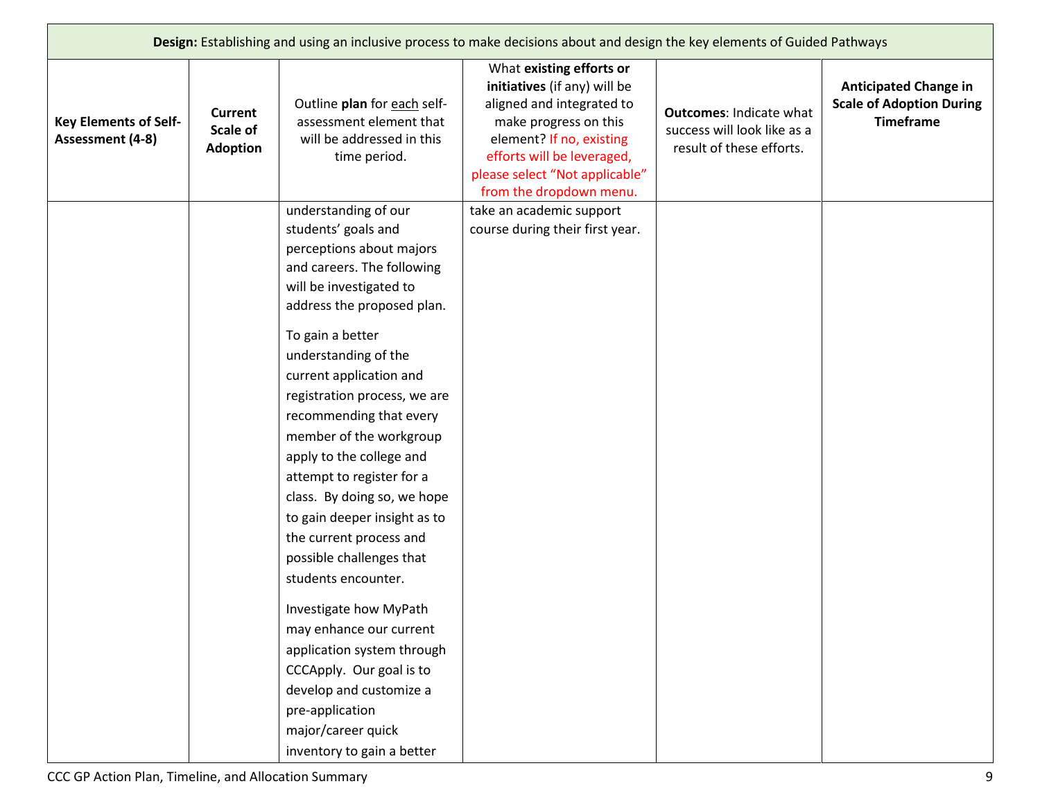| **Design:** Establishing and using an inclusive process to make decisions about and design the key elements of Guided Pathways | | | | | |
|---|---|---|---|---|---|
| **Key Elements of Self-Assessment (4-8)** | **Current Scale of Adoption** | Outline **plan** for <u>each</u> self-assessment element that will be addressed in this time period. | What **existing efforts or initiatives** (if any) will be aligned and integrated to make progress on this element? If no, existing efforts will be leveraged, please select "Not applicable" from the dropdown menu. | **Outcomes**: Indicate what success will look like as a result of these efforts. | **Anticipated Change in Scale of Adoption During Timeframe** |
| | | understanding of our students' goals and perceptions about majors and careers. The following will be investigated to address the proposed plan.<br><br>To gain a better understanding of the current application and registration process, we are recommending that every member of the workgroup apply to the college and attempt to register for a class. By doing so, we hope to gain deeper insight as to the current process and possible challenges that students encounter.<br><br>Investigate how MyPath may enhance our current application system through CCCApply. Our goal is to develop and customize a pre-application major/career quick inventory to gain a better | take an academic support course during their first year. | | |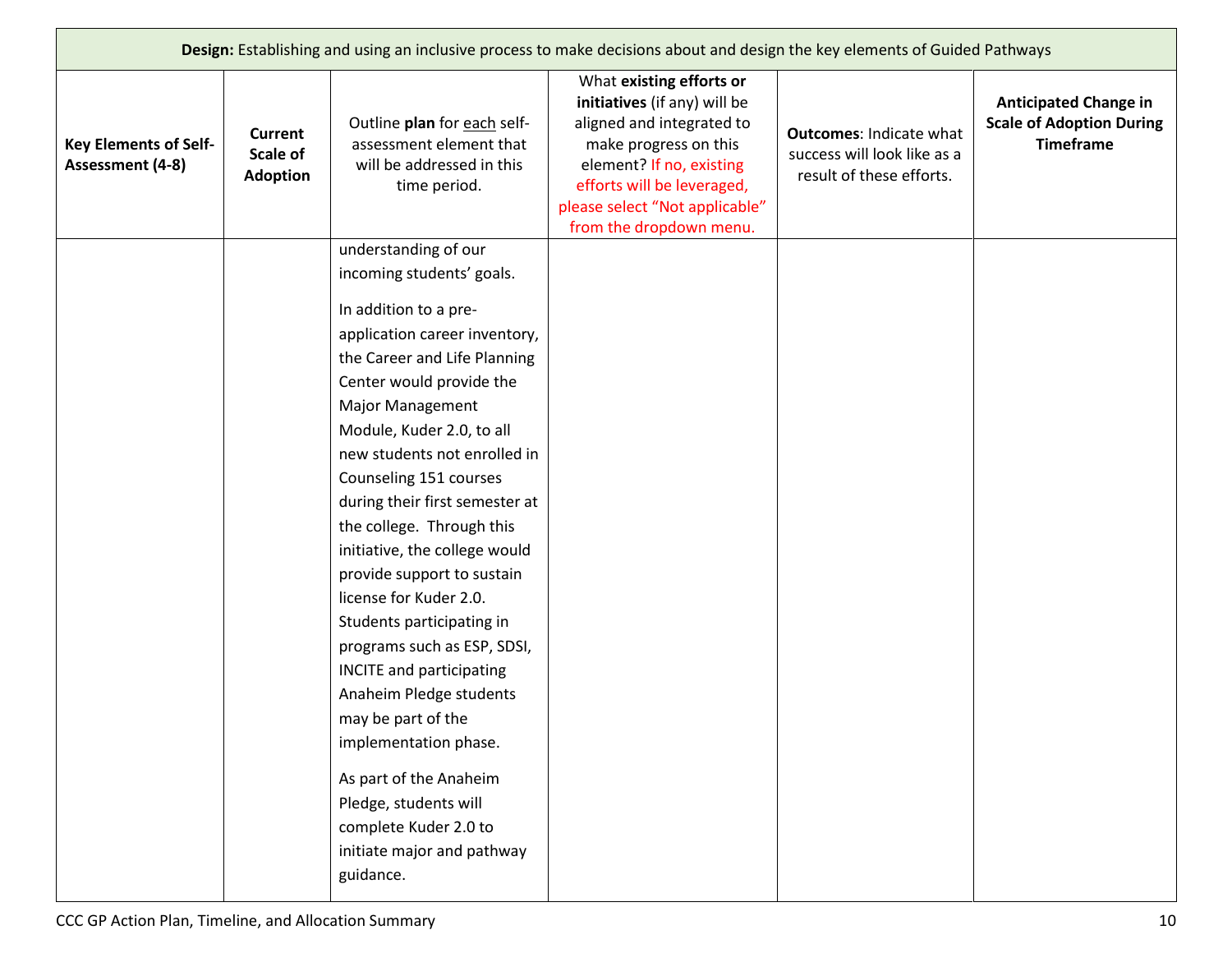| Design: Establishing and using an inclusive process to make decisions about and design the key elements of Guided Pathways | | | | | |
|---|---|---|---|---|---|
| **Key Elements of Self-Assessment (4-8)** | **Current Scale of Adoption** | Outline **plan** for each self-assessment element that will be addressed in this time period. | What **existing efforts or initiatives** (if any) will be aligned and integrated to make progress on this element? If no, existing efforts will be leveraged, please select "Not applicable" from the dropdown menu. | **Outcomes**: Indicate what success will look like as a result of these efforts. | **Anticipated Change in Scale of Adoption During Timeframe** |
| | | understanding of our incoming students' goals.<br><br>In addition to a pre-application career inventory, the Career and Life Planning Center would provide the Major Management Module, Kuder 2.0, to all new students not enrolled in Counseling 151 courses during their first semester at the college. Through this initiative, the college would provide support to sustain license for Kuder 2.0. Students participating in programs such as ESP, SDSI, INCITE and participating Anaheim Pledge students may be part of the implementation phase.<br><br>As part of the Anaheim Pledge, students will complete Kuder 2.0 to initiate major and pathway guidance. | | | |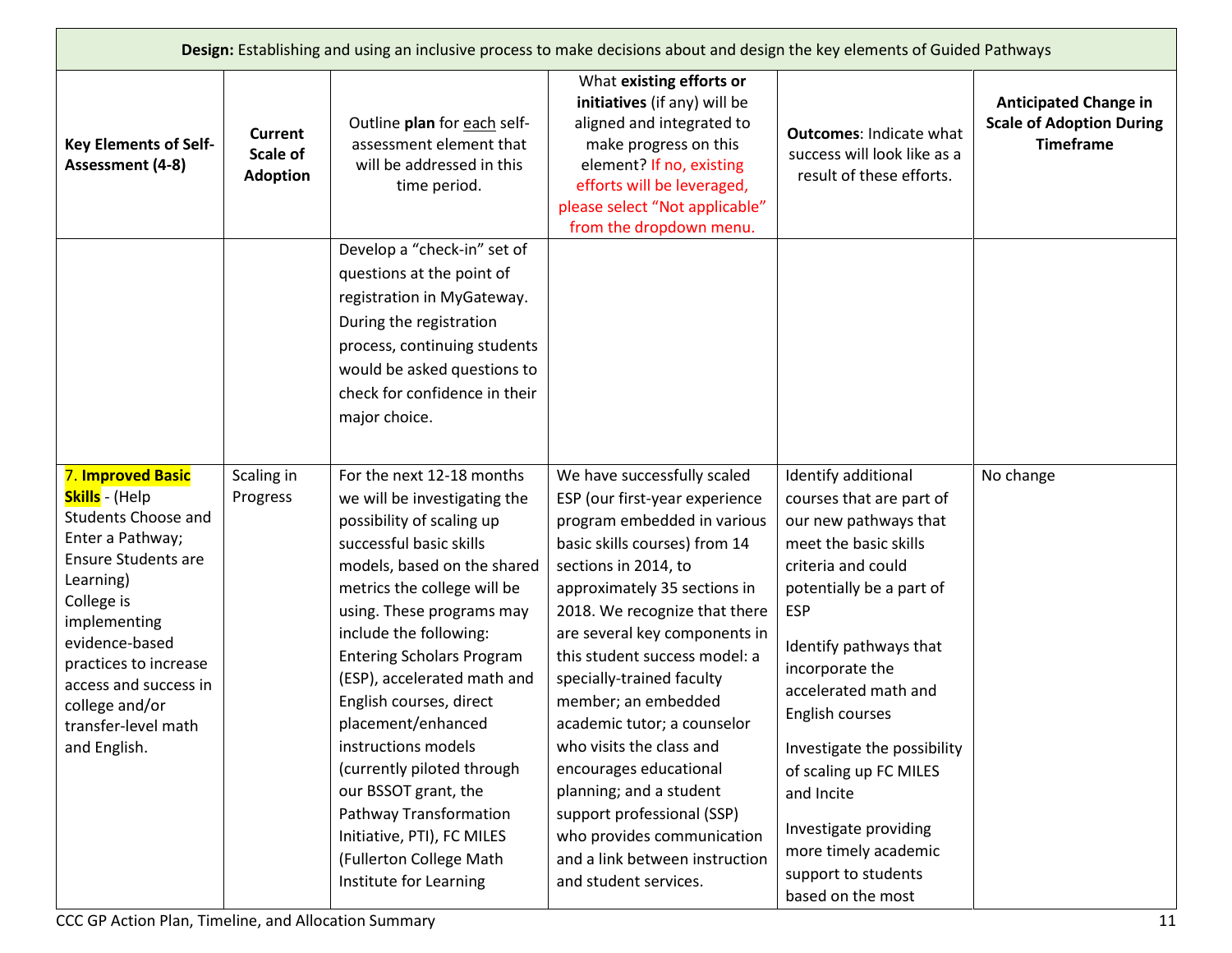| **Design:** Establishing and using an inclusive process to make decisions about and design the key elements of Guided Pathways | | | | | |
|---|---|---|---|---|---|
| **Key Elements of Self-Assessment (4-8)** | **Current Scale of Adoption** | Outline **plan** for each self-assessment element that will be addressed in this time period. | What **existing efforts or initiatives** (if any) will be aligned and integrated to make progress on this element? If no, existing efforts will be leveraged, please select "Not applicable" from the dropdown menu. | **Outcomes**: Indicate what success will look like as a result of these efforts. | **Anticipated Change in Scale of Adoption During Timeframe** |
| | | Develop a "check-in" set of questions at the point of registration in MyGateway. During the registration process, continuing students would be asked questions to check for confidence in their major choice. | | | |
| 7. **Improved Basic Skills** - (Help Students Choose and Enter a Pathway; Ensure Students are Learning) College is implementing evidence-based practices to increase access and success in college and/or transfer-level math and English. | Scaling in Progress | For the next 12-18 months we will be investigating the possibility of scaling up successful basic skills models, based on the shared metrics the college will be using. These programs may include the following: Entering Scholars Program (ESP), accelerated math and English courses, direct placement/enhanced instructions models (currently piloted through our BSSOT grant, the Pathway Transformation Initiative, PTI), FC MILES (Fullerton College Math Institute for Learning | We have successfully scaled ESP (our first-year experience program embedded in various basic skills courses) from 14 sections in 2014, to approximately 35 sections in 2018. We recognize that there are several key components in this student success model: a specially-trained faculty member; an embedded academic tutor; a counselor who visits the class and encourages educational planning; and a student support professional (SSP) who provides communication and a link between instruction and student services. | Identify additional courses that are part of our new pathways that meet the basic skills criteria and could potentially be a part of ESP<br><br>Identify pathways that incorporate the accelerated math and English courses<br><br>Investigate the possibility of scaling up FC MILES and Incite<br><br>Investigate providing more timely academic support to students based on the most | No change |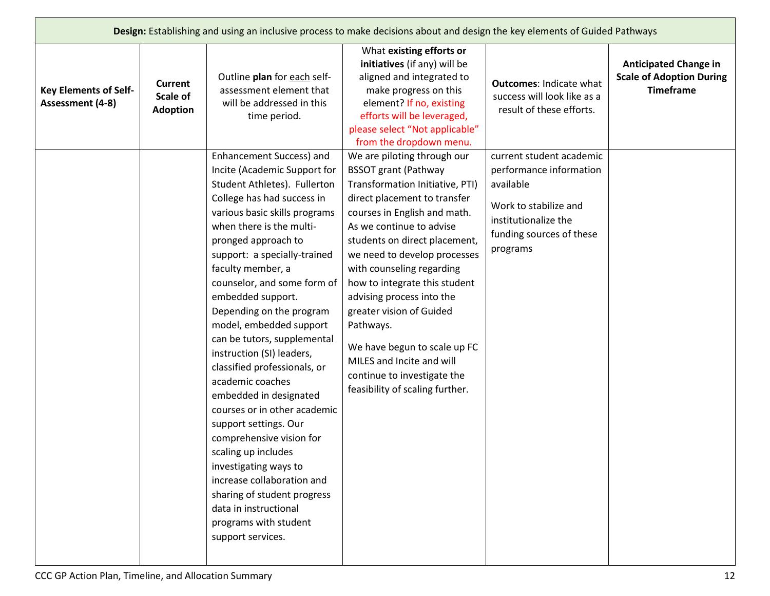| **Design:** Establishing and using an inclusive process to make decisions about and design the key elements of Guided Pathways | | | | | |
|---|---|---|---|---|---|
| **Key Elements of Self-Assessment (4-8)** | **Current Scale of Adoption** | Outline **plan** for each self-assessment element that will be addressed in this time period. | What **existing efforts or initiatives** (if any) will be aligned and integrated to make progress on this element? If no, existing efforts will be leveraged, please select "Not applicable" from the dropdown menu. | **Outcomes**: Indicate what success will look like as a result of these efforts. | **Anticipated Change in Scale of Adoption During Timeframe** |
| | | Enhancement Success) and Incite (Academic Support for Student Athletes). Fullerton College has had success in various basic skills programs when there is the multi-pronged approach to support: a specially-trained faculty member, a counselor, and some form of embedded support. Depending on the program model, embedded support can be tutors, supplemental instruction (SI) leaders, classified professionals, or academic coaches embedded in designated courses or in other academic support settings. Our comprehensive vision for scaling up includes investigating ways to increase collaboration and sharing of student progress data in instructional programs with student support services. | We are piloting through our BSSOT grant (Pathway Transformation Initiative, PTI) direct placement to transfer courses in English and math. As we continue to advise students on direct placement, we need to develop processes with counseling regarding how to integrate this student advising process into the greater vision of Guided Pathways.<br><br>We have begun to scale up FC MILES and Incite and will continue to investigate the feasibility of scaling further. | current student academic performance information available<br><br>Work to stabilize and institutionalize the funding sources of these programs | |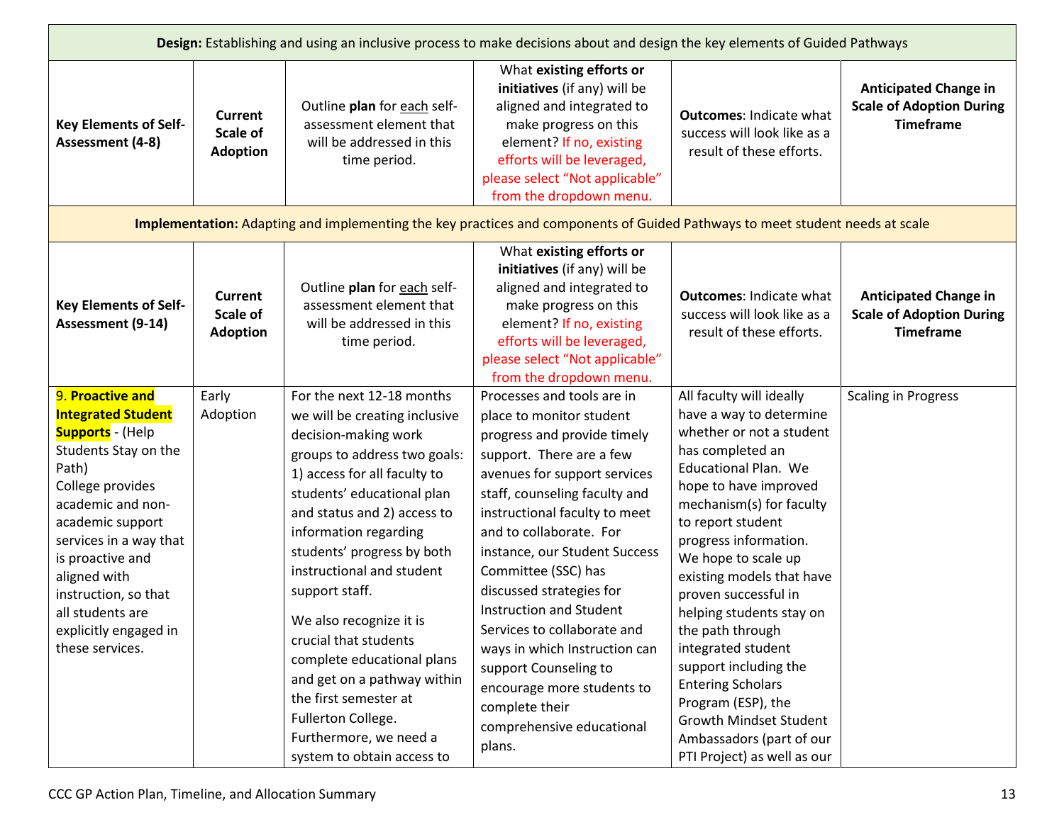| **Design:** Establishing and using an inclusive process to make decisions about and design the key elements of Guided Pathways | | | | | |
|---|---|---|---|---|---|
| **Key Elements of Self-Assessment (4-8)** | **Current Scale of Adoption** | Outline **plan** for each self-assessment element that will be addressed in this time period. | What **existing efforts or initiatives** (if any) will be aligned and integrated to make progress on this element? If no, existing efforts will be leveraged, please select "Not applicable" from the dropdown menu. | **Outcomes**: Indicate what success will look like as a result of these efforts. | **Anticipated Change in Scale of Adoption During Timeframe** |
| **Implementation:** Adapting and implementing the key practices and components of Guided Pathways to meet student needs at scale | | | | | |
| **Key Elements of Self-Assessment (9-14)** | **Current Scale of Adoption** | Outline **plan** for each self-assessment element that will be addressed in this time period. | What **existing efforts or initiatives** (if any) will be aligned and integrated to make progress on this element? If no, existing efforts will be leveraged, please select "Not applicable" from the dropdown menu. | **Outcomes**: Indicate what success will look like as a result of these efforts. | **Anticipated Change in Scale of Adoption During Timeframe** |
| 9. **Proactive and Integrated Student Supports** - (Help Students Stay on the Path) College provides academic and non-academic support services in a way that is proactive and aligned with instruction, so that all students are explicitly engaged in these services. | Early Adoption | For the next 12-18 months we will be creating inclusive decision-making work groups to address two goals: 1) access for all faculty to students' educational plan and status and 2) access to information regarding students' progress by both instructional and student support staff.<br><br>We also recognize it is crucial that students complete educational plans and get on a pathway within the first semester at Fullerton College. Furthermore, we need a system to obtain access to | Processes and tools are in place to monitor student progress and provide timely support. There are a few avenues for support services staff, counseling faculty and instructional faculty to meet and to collaborate. For instance, our Student Success Committee (SSC) has discussed strategies for Instruction and Student Services to collaborate and ways in which Instruction can support Counseling to encourage more students to complete their comprehensive educational plans. | All faculty will ideally have a way to determine whether or not a student has completed an Educational Plan. We hope to have improved mechanism(s) for faculty to report student progress information. We hope to scale up existing models that have proven successful in helping students stay on the path through integrated student support including the Entering Scholars Program (ESP), the Growth Mindset Student Ambassadors (part of our PTI Project) as well as our | Scaling in Progress |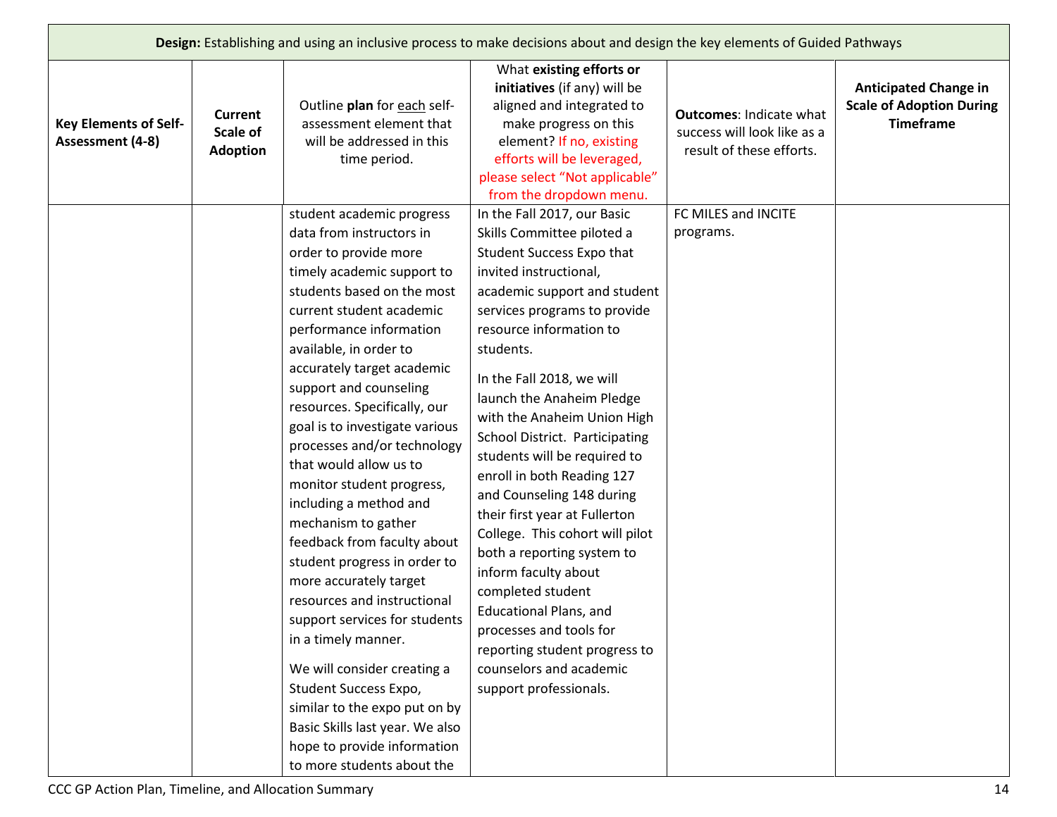| **Design:** Establishing and using an inclusive process to make decisions about and design the key elements of Guided Pathways | | | | | |
|---|---|---|---|---|---|
| **Key Elements of Self-Assessment (4-8)** | **Current Scale of Adoption** | Outline **plan** for each self-assessment element that will be addressed in this time period. | What **existing efforts or initiatives** (if any) will be aligned and integrated to make progress on this element? If no, existing efforts will be leveraged, please select "Not applicable" from the dropdown menu. | **Outcomes**: Indicate what success will look like as a result of these efforts. | **Anticipated Change in Scale of Adoption During Timeframe** |
| | | student academic progress data from instructors in order to provide more timely academic support to students based on the most current student academic performance information available, in order to accurately target academic support and counseling resources. Specifically, our goal is to investigate various processes and/or technology that would allow us to monitor student progress, including a method and mechanism to gather feedback from faculty about student progress in order to more accurately target resources and instructional support services for students in a timely manner.<br><br>We will consider creating a Student Success Expo, similar to the expo put on by Basic Skills last year. We also hope to provide information to more students about the | In the Fall 2017, our Basic Skills Committee piloted a Student Success Expo that invited instructional, academic support and student services programs to provide resource information to students.<br><br>In the Fall 2018, we will launch the Anaheim Pledge with the Anaheim Union High School District. Participating students will be required to enroll in both Reading 127 and Counseling 148 during their first year at Fullerton College. This cohort will pilot both a reporting system to inform faculty about completed student Educational Plans, and processes and tools for reporting student progress to counselors and academic support professionals. | FC MILES and INCITE programs. | |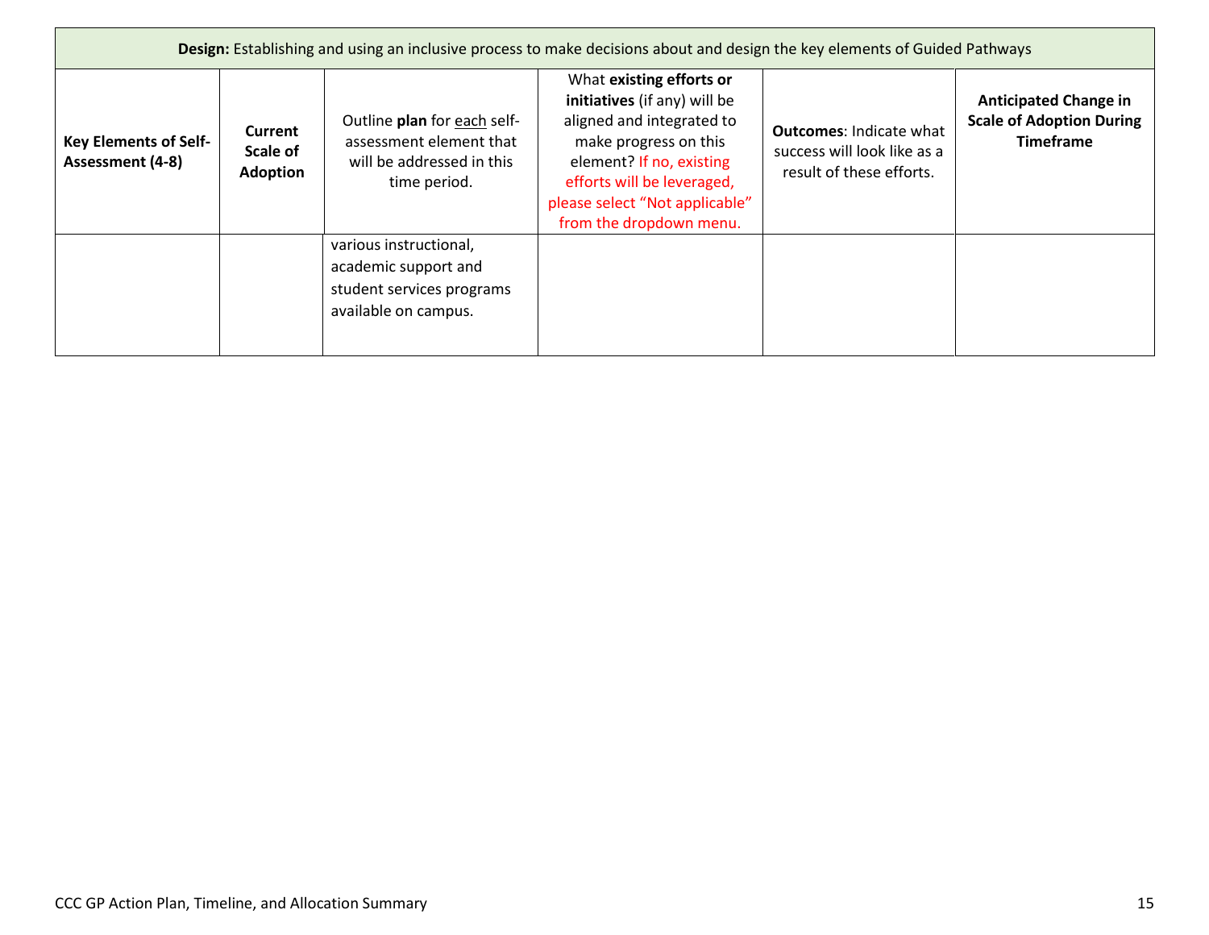| **Design:** Establishing and using an inclusive process to make decisions about and design the key elements of Guided Pathways | | | | | |
|---|---|---|---|---|---|
| **Key Elements of Self-Assessment (4-8)** | **Current Scale of Adoption** | Outline **plan** for each self-assessment element that will be addressed in this time period. | What **existing efforts or initiatives** (if any) will be aligned and integrated to make progress on this element? If no, existing efforts will be leveraged, please select "Not applicable" from the dropdown menu. | **Outcomes**: Indicate what success will look like as a result of these efforts. | **Anticipated Change in Scale of Adoption During Timeframe** |
| | | various instructional, academic support and student services programs available on campus. | | | |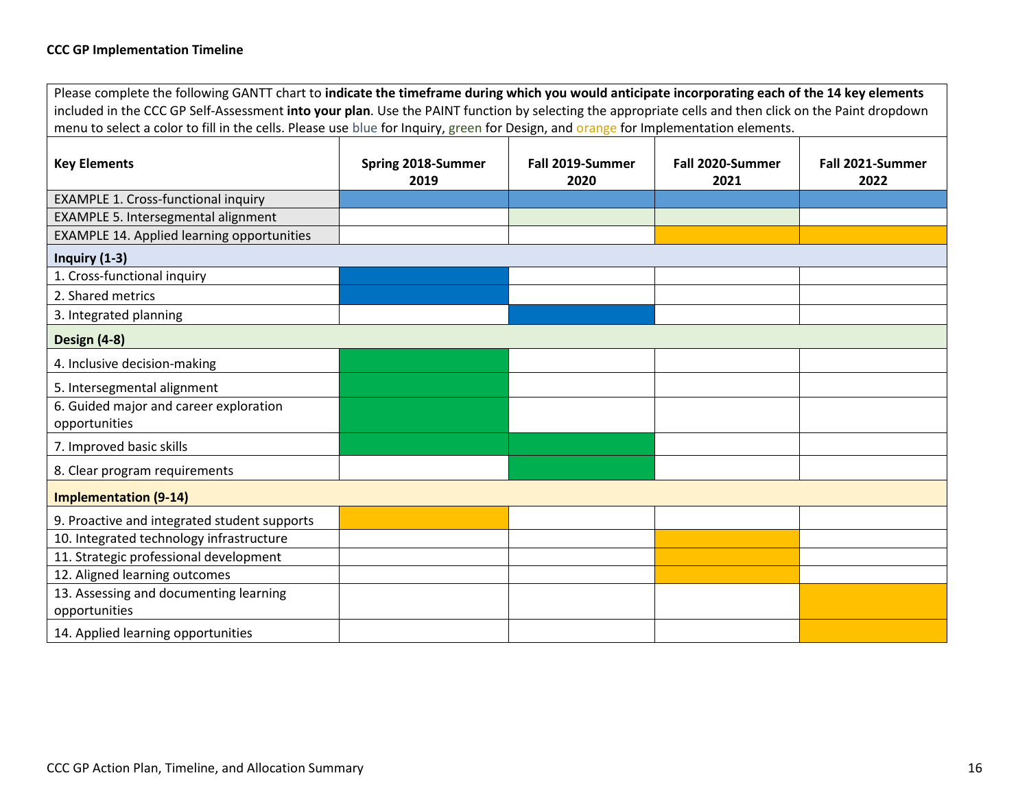**CCC GP Implementation Timeline**

Please complete the following GANTT chart to **indicate the timeframe during which you would anticipate incorporating each of the 14 key elements** included in the CCC GP Self-Assessment **into your plan**. Use the PAINT function by selecting the appropriate cells and then click on the Paint dropdown menu to select a color to fill in the cells. Please use blue for Inquiry, green for Design, and orange for Implementation elements.

| Key Elements | Spring 2018-Summer 2019 | Fall 2019-Summer 2020 | Fall 2020-Summer 2021 | Fall 2021-Summer 2022 |
|---|---|---|---|---|
| EXAMPLE 1. Cross-functional inquiry | [blue] | [blue] | [blue] | [blue] |
| EXAMPLE 5. Intersegmental alignment | | [light green] | [light green] | |
| EXAMPLE 14. Applied learning opportunities | | | [orange] | [orange] |
| **Inquiry (1-3)** | | | | |
| 1. Cross-functional inquiry | [blue] | | | |
| 2. Shared metrics | [blue] | | | |
| 3. Integrated planning | | [blue] | | |
| **Design (4-8)** | | | | |
| 4. Inclusive decision-making | [green] | | | |
| 5. Intersegmental alignment | [green] | | | |
| 6. Guided major and career exploration opportunities | [green] | | | |
| 7. Improved basic skills | [green] | [green] | | |
| 8. Clear program requirements | | [green] | | |
| **Implementation (9-14)** | | | | |
| 9. Proactive and integrated student supports | [orange] | | | |
| 10. Integrated technology infrastructure | | | [orange] | |
| 11. Strategic professional development | | | [orange] | |
| 12. Aligned learning outcomes | | | [orange] | |
| 13. Assessing and documenting learning opportunities | | | | [orange] |
| 14. Applied learning opportunities | | | | [orange] |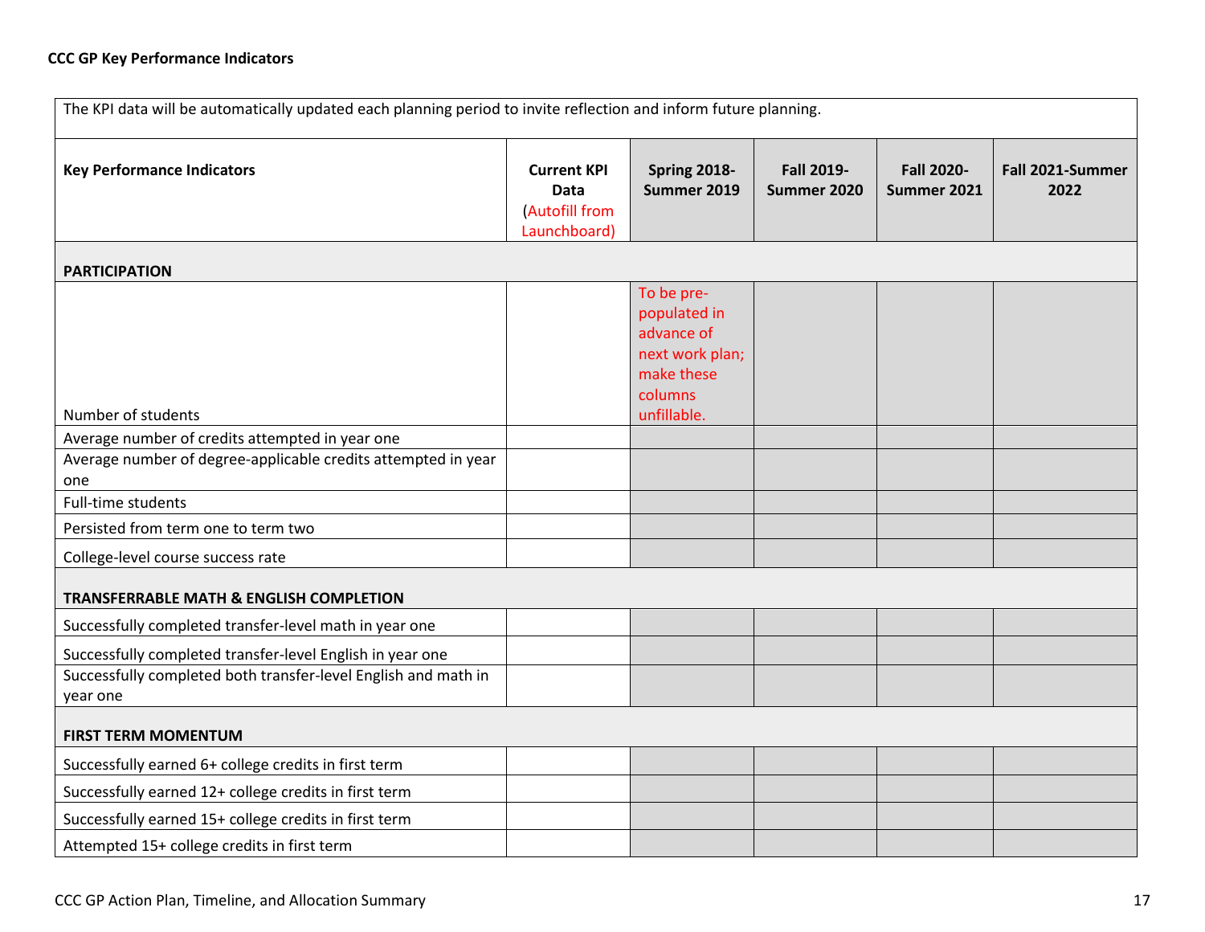**CCC GP Key Performance Indicators**

| The KPI data will be automatically updated each planning period to invite reflection and inform future planning. | | | | | |
|---|---|---|---|---|---|
| **Key Performance Indicators** | **Current KPI Data** (Autofill from Launchboard) | **Spring 2018-Summer 2019** | **Fall 2019-Summer 2020** | **Fall 2020-Summer 2021** | **Fall 2021-Summer 2022** |
| **PARTICIPATION** | | | | | |
| Number of students | | To be pre-populated in advance of next work plan; make these columns unfillable. | | | |
| Average number of credits attempted in year one | | | | | |
| Average number of degree-applicable credits attempted in year one | | | | | |
| Full-time students | | | | | |
| Persisted from term one to term two | | | | | |
| College-level course success rate | | | | | |
| **TRANSFERRABLE MATH & ENGLISH COMPLETION** | | | | | |
| Successfully completed transfer-level math in year one | | | | | |
| Successfully completed transfer-level English in year one | | | | | |
| Successfully completed both transfer-level English and math in year one | | | | | |
| **FIRST TERM MOMENTUM** | | | | | |
| Successfully earned 6+ college credits in first term | | | | | |
| Successfully earned 12+ college credits in first term | | | | | |
| Successfully earned 15+ college credits in first term | | | | | |
| Attempted 15+ college credits in first term | | | | | |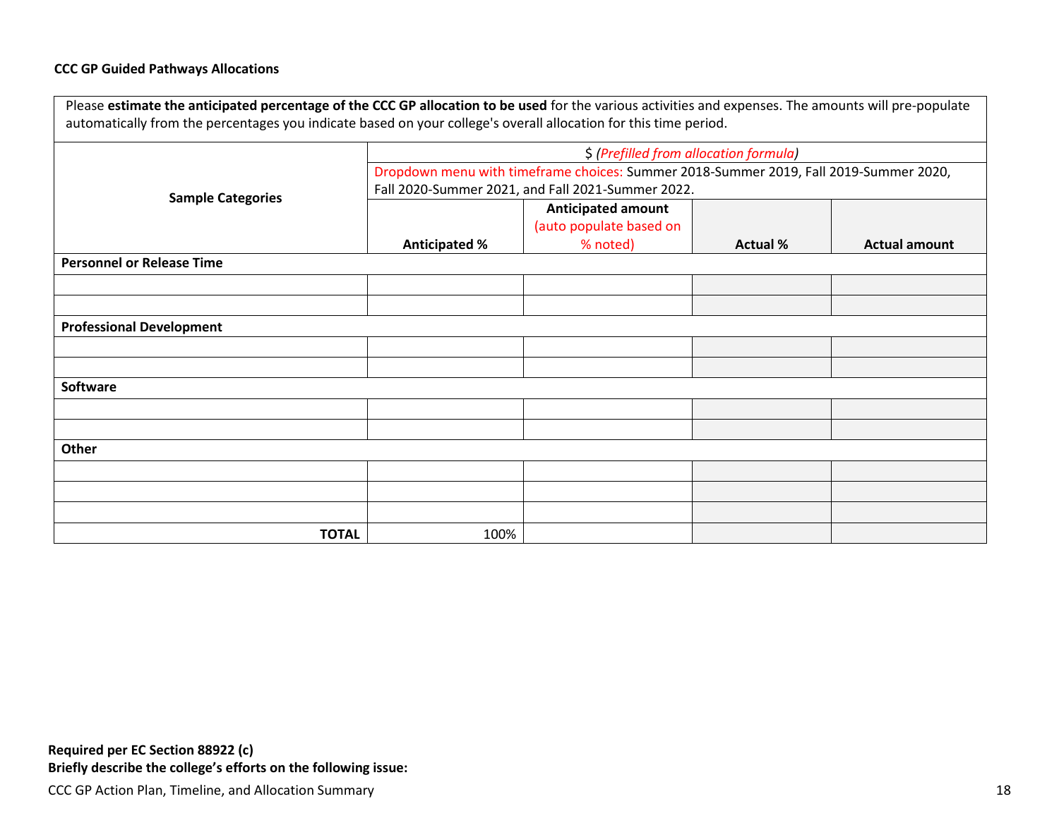**CCC GP Guided Pathways Allocations**

Please **estimate the anticipated percentage of the CCC GP allocation to be used** for the various activities and expenses. The amounts will pre-populate automatically from the percentages you indicate based on your college's overall allocation for this time period.

| Sample Categories | $ *(Prefilled from allocation formula)* | | | |
|---|---|---|---|---|
| | Dropdown menu with timeframe choices: Summer 2018-Summer 2019, Fall 2019-Summer 2020, Fall 2020-Summer 2021, and Fall 2021-Summer 2022. | | | |
| | **Anticipated %** | **Anticipated amount** (auto populate based on % noted) | **Actual %** | **Actual amount** |
| **Personnel or Release Time** | | | | |
| | | | | |
| | | | | |
| **Professional Development** | | | | |
| | | | | |
| | | | | |
| **Software** | | | | |
| | | | | |
| | | | | |
| **Other** | | | | |
| | | | | |
| | | | | |
| | | | | |
| **TOTAL** | 100% | | | |

**Required per EC Section 88922 (c)**
**Briefly describe the college's efforts on the following issue:**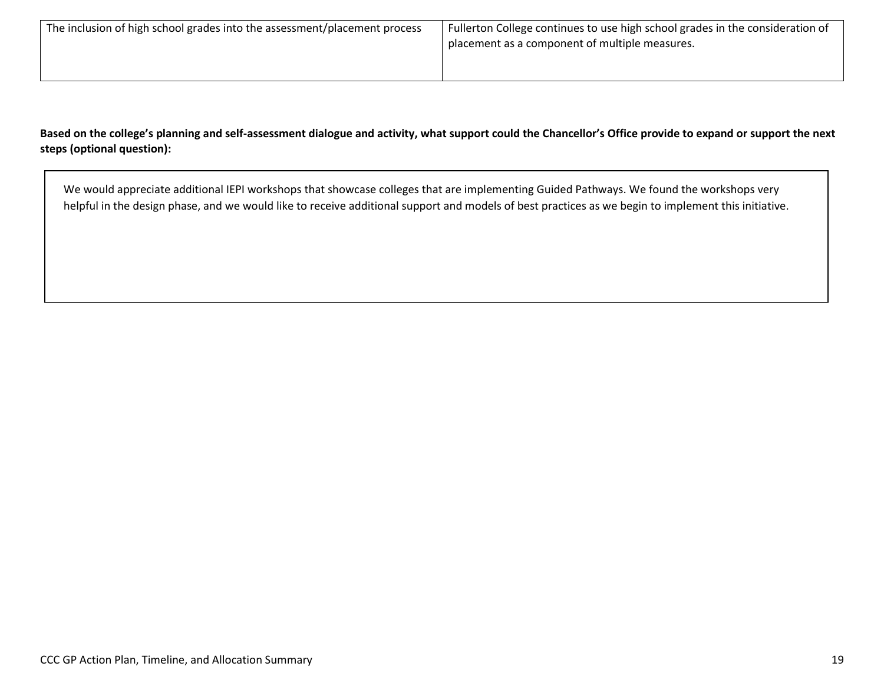| | |
|---|---|
| The inclusion of high school grades into the assessment/placement process | Fullerton College continues to use high school grades in the consideration of placement as a component of multiple measures. |

**Based on the college's planning and self-assessment dialogue and activity, what support could the Chancellor's Office provide to expand or support the next steps (optional question):**

We would appreciate additional IEPI workshops that showcase colleges that are implementing Guided Pathways. We found the workshops very helpful in the design phase, and we would like to receive additional support and models of best practices as we begin to implement this initiative.